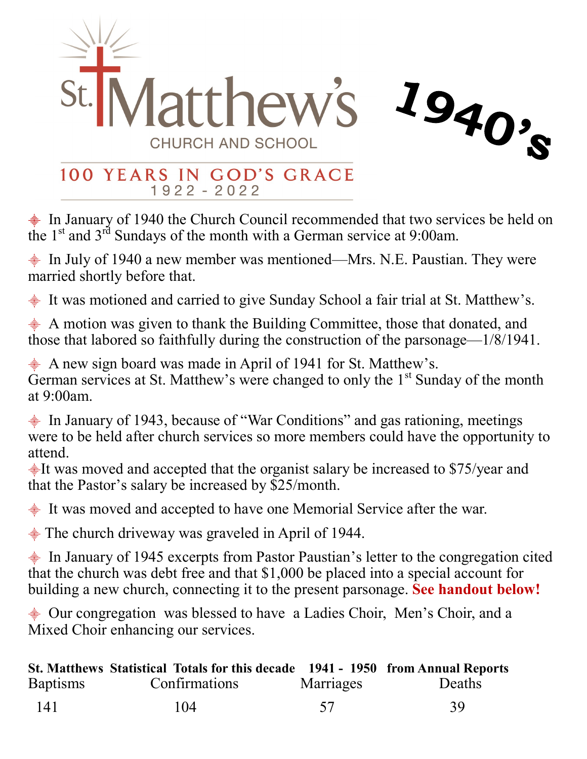# St. Matthew's

CHURCH AND SCHOOL

100 YEARS IN GOD'S GRACE
1922 - 2022

# 1940's

- In January of 1940 the Church Council recommended that two services be held on the 1st and 3rd Sundays of the month with a German service at 9:00am.

- In July of 1940 a new member was mentioned—Mrs. N.E. Paustian. They were married shortly before that.

- It was motioned and carried to give Sunday School a fair trial at St. Matthew's.

- A motion was given to thank the Building Committee, those that donated, and those that labored so faithfully during the construction of the parsonage—1/8/1941.

- A new sign board was made in April of 1941 for St. Matthew's.
German services at St. Matthew's were changed to only the 1st Sunday of the month at 9:00am.

- In January of 1943, because of "War Conditions" and gas rationing, meetings were to be held after church services so more members could have the opportunity to attend.

- It was moved and accepted that the organist salary be increased to $75/year and that the Pastor's salary be increased by $25/month.

- It was moved and accepted to have one Memorial Service after the war.

- The church driveway was graveled in April of 1944.

- In January of 1945 excerpts from Pastor Paustian's letter to the congregation cited that the church was debt free and that $1,000 be placed into a special account for building a new church, connecting it to the present parsonage. **See handout below!**

- Our congregation was blessed to have a Ladies Choir, Men's Choir, and a Mixed Choir enhancing our services.

**St. Matthews Statistical Totals for this decade 1941 - 1950 from Annual Reports**

| Baptisms | Confirmations | Marriages | Deaths |
|---|---|---|---|
| 141 | 104 | 57 | 39 |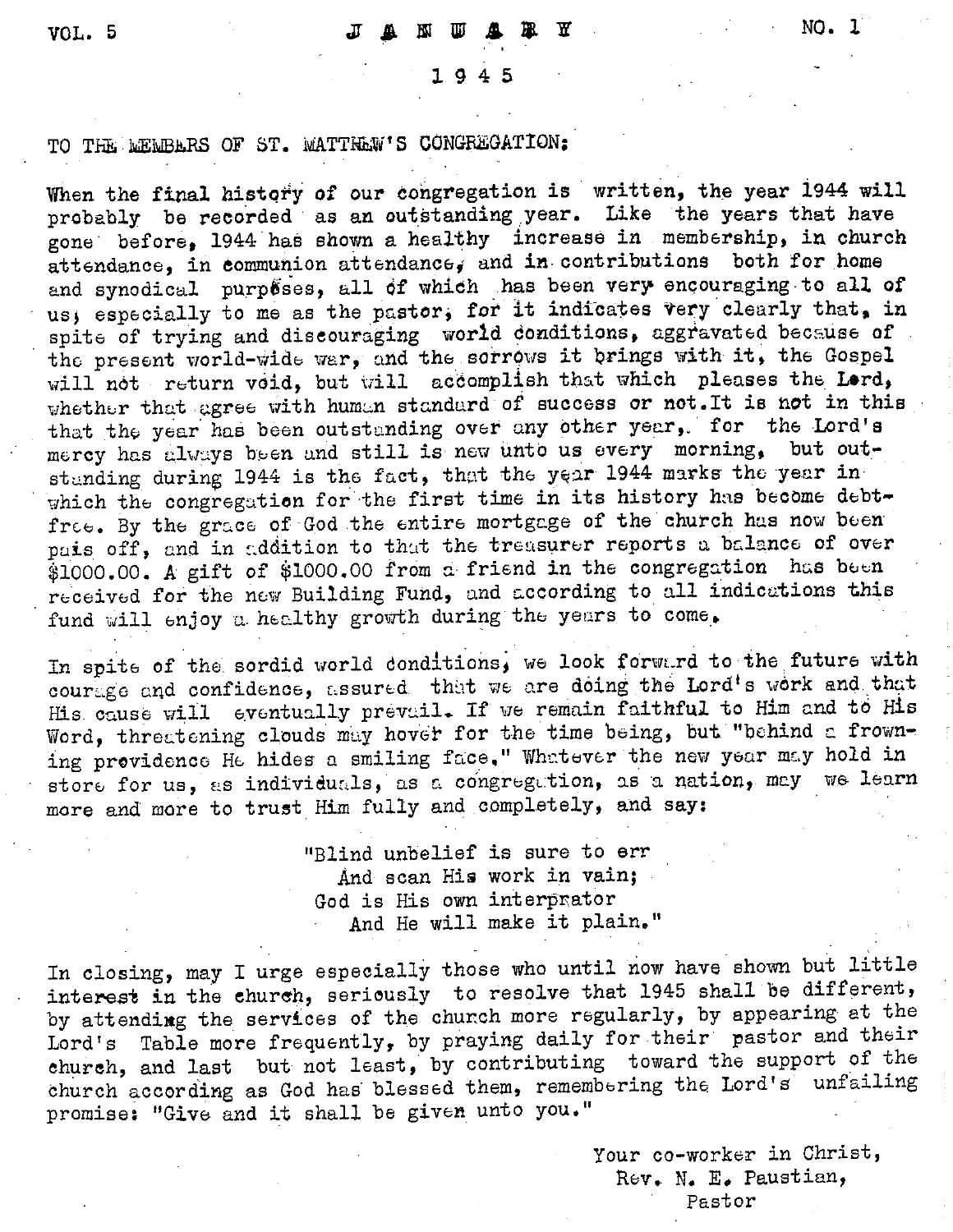VOL. 5 JANUARY NO. 1

1945

TO THE MEMBERS OF ST. MATTHEW'S CONGREGATION:

When the final history of our congregation is written, the year 1944 will probably be recorded as an outstanding year. Like the years that have gone before, 1944 has shown a healthy increase in membership, in church attendance, in communion attendance, and in contributions both for home and synodical purposes, all of which has been very encouraging to all of us, especially to me as the pastor, for it indicates very clearly that, in spite of trying and discouraging world conditions, aggravated because of the present world-wide war, and the sorrows it brings with it, the Gospel will not return void, but will accomplish that which pleases the Lord, whether that agree with human standard of success or not. It is not in this that the year has been outstanding over any other year, for the Lord's mercy has always been and still is new unto us every morning, but outstanding during 1944 is the fact, that the year 1944 marks the year in which the congregation for the first time in its history has become debt-free. By the grace of God the entire mortgage of the church has now been pais off, and in addition to that the treasurer reports a balance of over $1000.00. A gift of $1000.00 from a friend in the congregation has been received for the new Building Fund, and according to all indications this fund will enjoy a healthy growth during the years to come.

In spite of the sordid world conditions, we look forward to the future with courage and confidence, assured that we are doing the Lord's work and that His cause will eventually prevail. If we remain faithful to Him and to His Word, threatening clouds may hover for the time being, but "behind a frowning providence He hides a smiling face." Whatever the new year may hold in store for us, as individuals, as a congregation, as a nation, may we learn more and more to trust Him fully and completely, and say:

> "Blind unbelief is sure to err
> And scan His work in vain;
> God is His own interprator
> And He will make it plain."

In closing, may I urge especially those who until now have shown but little interest in the church, seriously to resolve that 1945 shall be different, by attending the services of the church more regularly, by appearing at the Lord's Table more frequently, by praying daily for their pastor and their church, and last but not least, by contributing toward the support of the church according as God has blessed them, remembering the Lord's unfailing promise: "Give and it shall be given unto you."

Your co-worker in Christ,
Rev. N. E. Paustian,
Pastor